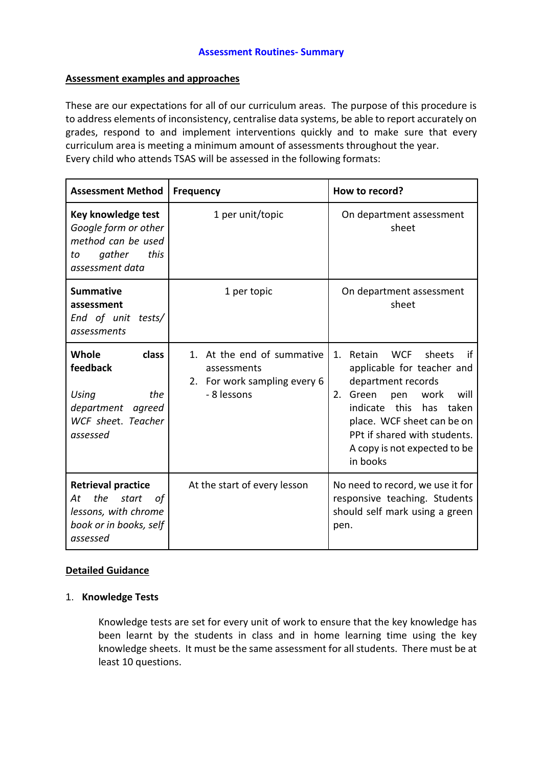# Assessment Routines- Summary

## Assessment examples and approaches

These are our expectations for all of our curriculum areas. The purpose of this procedure is to address elements of inconsistency, centralise data systems, be able to report accurately on grades, respond to and implement interventions quickly and to make sure that every curriculum area is meeting a minimum amount of assessments throughout the year.
Every child who attends TSAS will be assessed in the following formats:

| Assessment Method | Frequency | How to record? |
|---|---|---|
| **Key knowledge test** *Google form or other method can be used to gather this assessment data* | 1 per unit/topic | On department assessment sheet |
| **Summative assessment** *End of unit tests/ assessments* | 1 per topic | On department assessment sheet |
| **Whole class feedback** <br><br> *Using the department agreed WCF sheet. Teacher assessed* | 1. At the end of summative assessments <br> 2. For work sampling every 6 - 8 lessons | 1. Retain WCF sheets if applicable for teacher and department records <br> 2. Green pen work will indicate this has taken place. WCF sheet can be on PPt if shared with students. A copy is not expected to be in books |
| **Retrieval practice** *At the start of lessons, with chrome book or in books, self assessed* | At the start of every lesson | No need to record, we use it for responsive teaching. Students should self mark using a green pen. |

## Detailed Guidance

1. **Knowledge Tests**

   Knowledge tests are set for every unit of work to ensure that the key knowledge has been learnt by the students in class and in home learning time using the key knowledge sheets. It must be the same assessment for all students. There must be at least 10 questions.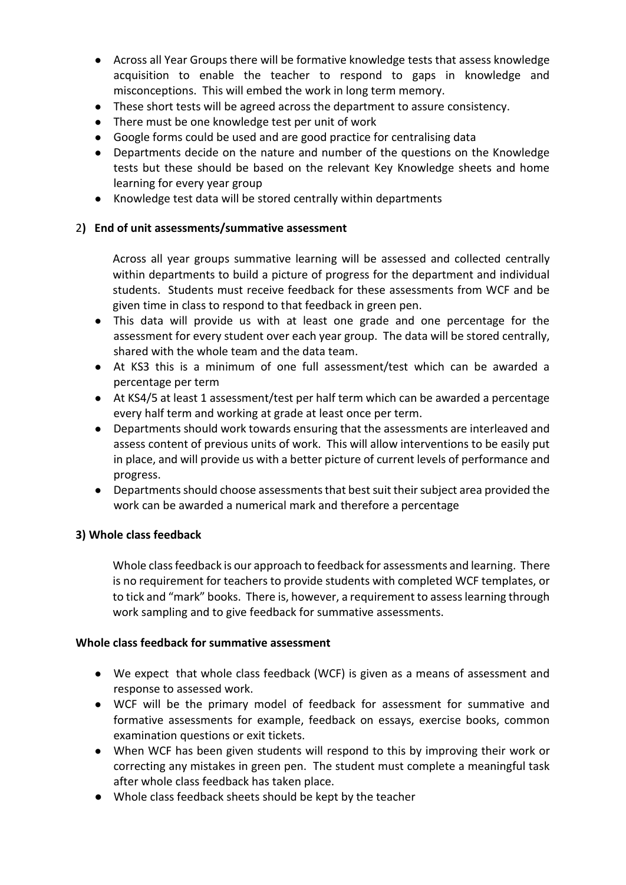- Across all Year Groups there will be formative knowledge tests that assess knowledge acquisition to enable the teacher to respond to gaps in knowledge and misconceptions. This will embed the work in long term memory.
- These short tests will be agreed across the department to assure consistency.
- There must be one knowledge test per unit of work
- Google forms could be used and are good practice for centralising data
- Departments decide on the nature and number of the questions on the Knowledge tests but these should be based on the relevant Key Knowledge sheets and home learning for every year group
- Knowledge test data will be stored centrally within departments

## 2) End of unit assessments/summative assessment

Across all year groups summative learning will be assessed and collected centrally within departments to build a picture of progress for the department and individual students. Students must receive feedback for these assessments from WCF and be given time in class to respond to that feedback in green pen.

- This data will provide us with at least one grade and one percentage for the assessment for every student over each year group. The data will be stored centrally, shared with the whole team and the data team.
- At KS3 this is a minimum of one full assessment/test which can be awarded a percentage per term
- At KS4/5 at least 1 assessment/test per half term which can be awarded a percentage every half term and working at grade at least once per term.
- Departments should work towards ensuring that the assessments are interleaved and assess content of previous units of work. This will allow interventions to be easily put in place, and will provide us with a better picture of current levels of performance and progress.
- Departments should choose assessments that best suit their subject area provided the work can be awarded a numerical mark and therefore a percentage

## 3) Whole class feedback

Whole class feedback is our approach to feedback for assessments and learning. There is no requirement for teachers to provide students with completed WCF templates, or to tick and "mark" books. There is, however, a requirement to assess learning through work sampling and to give feedback for summative assessments.

### Whole class feedback for summative assessment

- We expect that whole class feedback (WCF) is given as a means of assessment and response to assessed work.
- WCF will be the primary model of feedback for assessment for summative and formative assessments for example, feedback on essays, exercise books, common examination questions or exit tickets.
- When WCF has been given students will respond to this by improving their work or correcting any mistakes in green pen. The student must complete a meaningful task after whole class feedback has taken place.
- Whole class feedback sheets should be kept by the teacher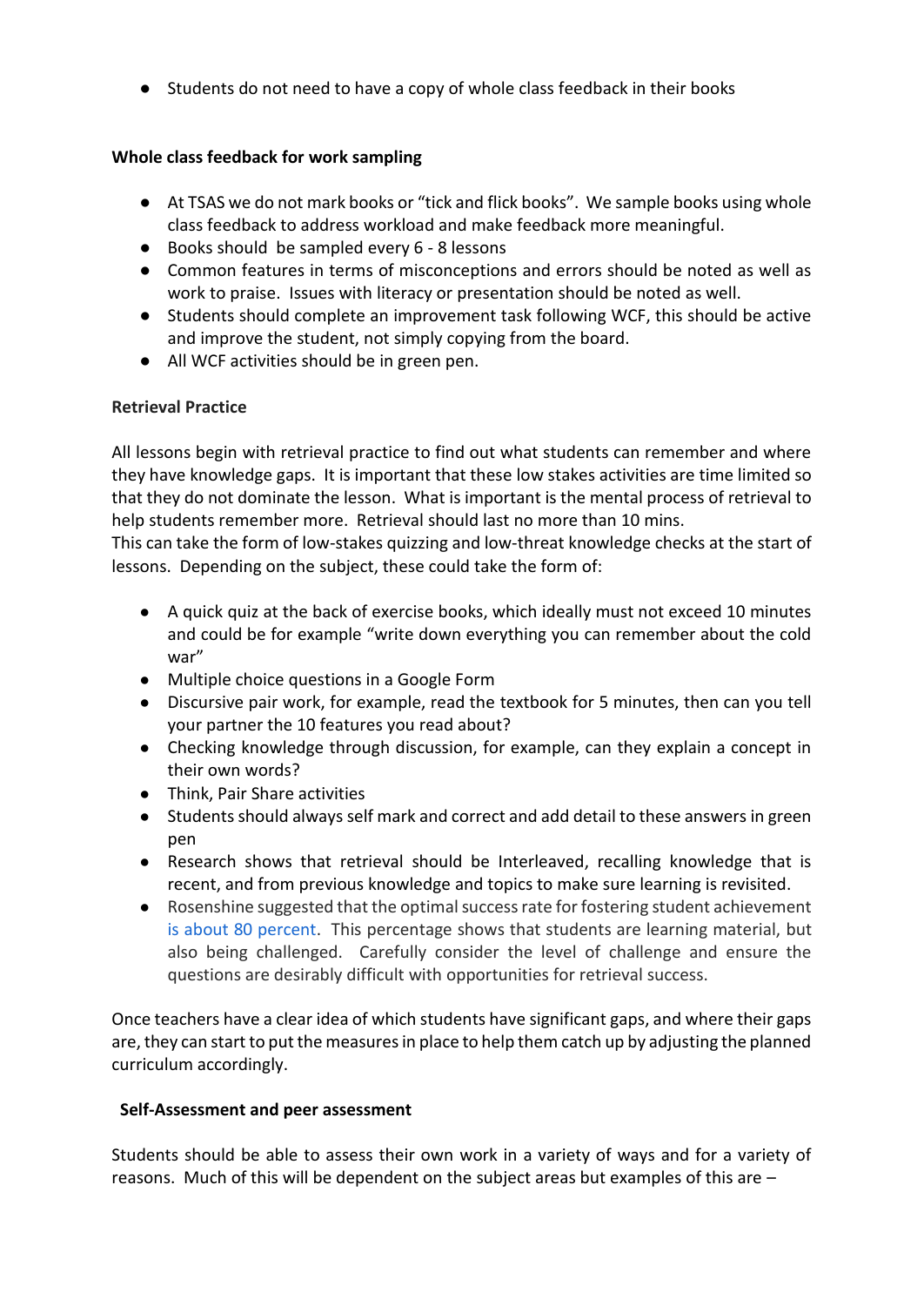- Students do not need to have a copy of whole class feedback in their books

**Whole class feedback for work sampling**

- At TSAS we do not mark books or "tick and flick books". We sample books using whole class feedback to address workload and make feedback more meaningful.
- Books should be sampled every 6 - 8 lessons
- Common features in terms of misconceptions and errors should be noted as well as work to praise. Issues with literacy or presentation should be noted as well.
- Students should complete an improvement task following WCF, this should be active and improve the student, not simply copying from the board.
- All WCF activities should be in green pen.

**Retrieval Practice**

All lessons begin with retrieval practice to find out what students can remember and where they have knowledge gaps. It is important that these low stakes activities are time limited so that they do not dominate the lesson. What is important is the mental process of retrieval to help students remember more. Retrieval should last no more than 10 mins.
This can take the form of low-stakes quizzing and low-threat knowledge checks at the start of lessons. Depending on the subject, these could take the form of:

- A quick quiz at the back of exercise books, which ideally must not exceed 10 minutes and could be for example "write down everything you can remember about the cold war"
- Multiple choice questions in a Google Form
- Discursive pair work, for example, read the textbook for 5 minutes, then can you tell your partner the 10 features you read about?
- Checking knowledge through discussion, for example, can they explain a concept in their own words?
- Think, Pair Share activities
- Students should always self mark and correct and add detail to these answers in green pen
- Research shows that retrieval should be Interleaved, recalling knowledge that is recent, and from previous knowledge and topics to make sure learning is revisited.
- Rosenshine suggested that the optimal success rate for fostering student achievement is about 80 percent. This percentage shows that students are learning material, but also being challenged. Carefully consider the level of challenge and ensure the questions are desirably difficult with opportunities for retrieval success.

Once teachers have a clear idea of which students have significant gaps, and where their gaps are, they can start to put the measures in place to help them catch up by adjusting the planned curriculum accordingly.

**Self-Assessment and peer assessment**

Students should be able to assess their own work in a variety of ways and for a variety of reasons. Much of this will be dependent on the subject areas but examples of this are –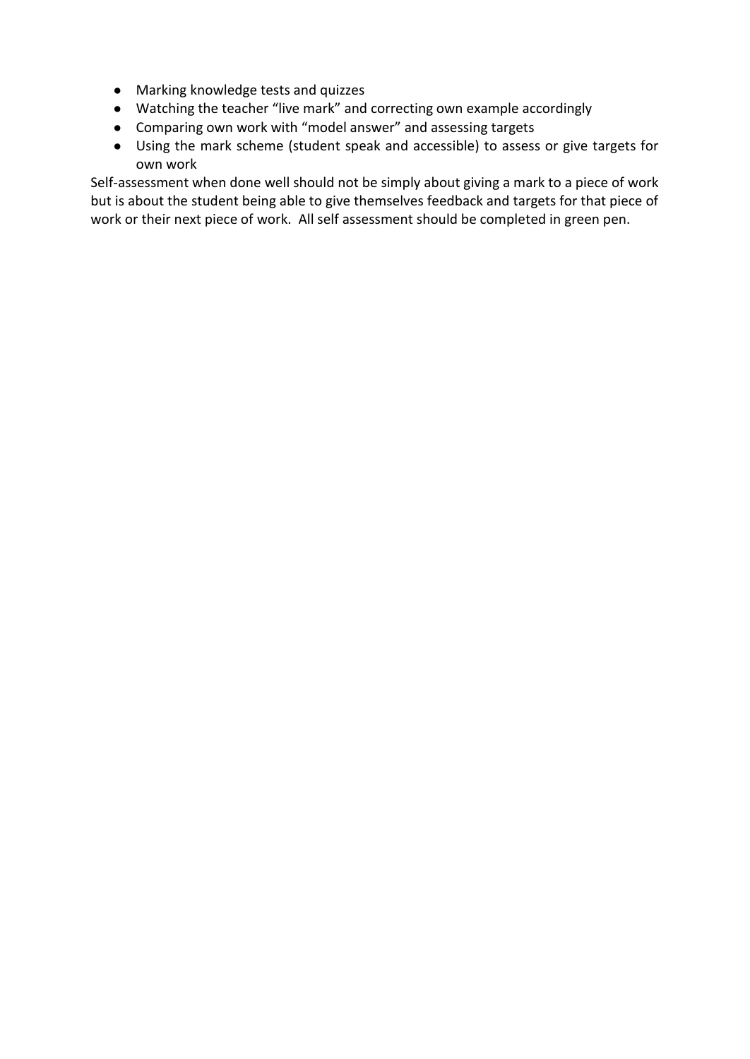- Marking knowledge tests and quizzes
- Watching the teacher “live mark” and correcting own example accordingly
- Comparing own work with “model answer” and assessing targets
- Using the mark scheme (student speak and accessible) to assess or give targets for own work

Self-assessment when done well should not be simply about giving a mark to a piece of work but is about the student being able to give themselves feedback and targets for that piece of work or their next piece of work. All self assessment should be completed in green pen.